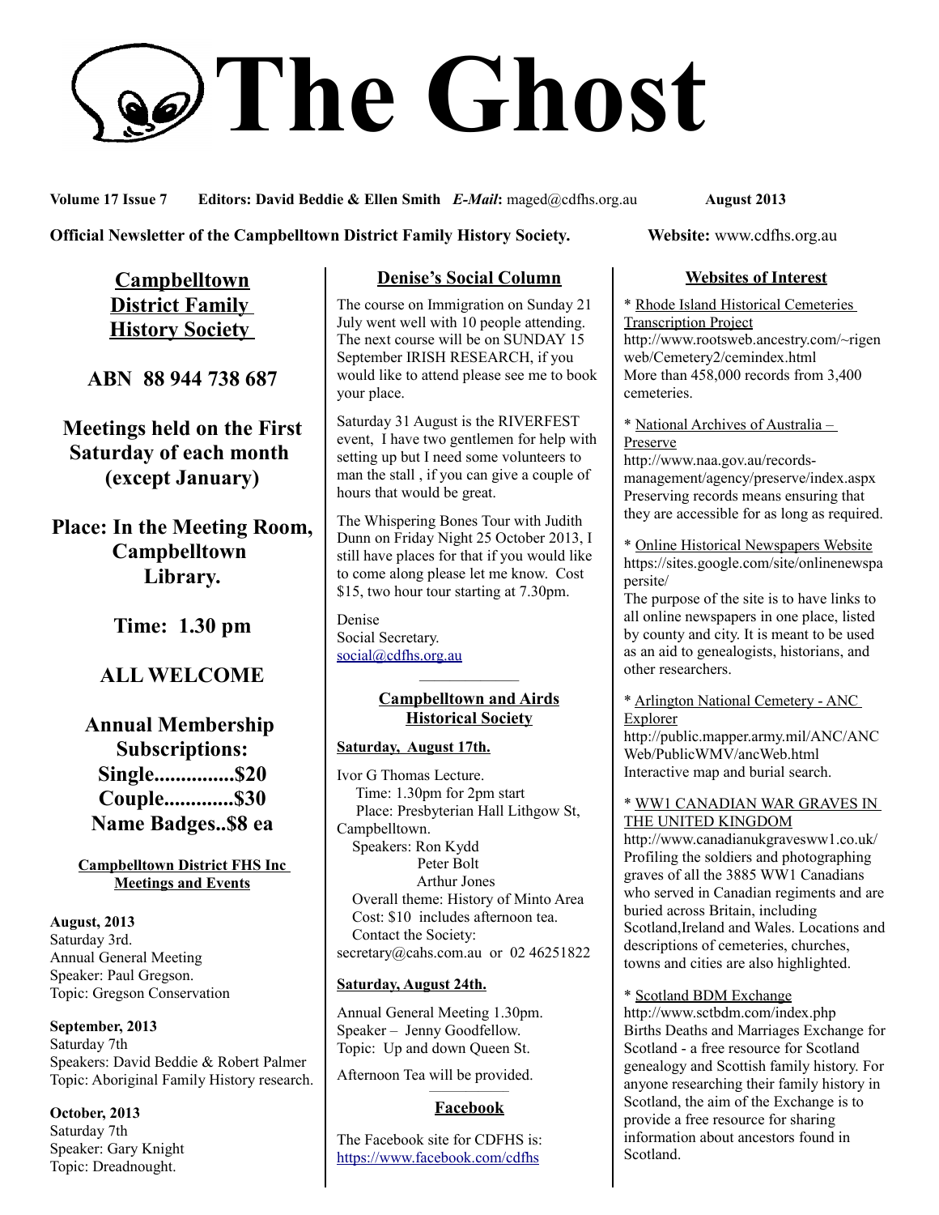# The Ghost

**Volume 17 Issue 7 Editors: David Beddie & Ellen Smith** ***E-Mail*****:** maged@cdfhs.org.au **August 2013**

**Official Newsletter of the Campbelltown District Family History Society.** **Website:** www.cdfhs.org.au

## Campbelltown District Family History Society

**ABN 88 944 738 687**

**Meetings held on the First Saturday of each month (except January)**

**Place: In the Meeting Room, Campbelltown Library.**

**Time: 1.30 pm**

**ALL WELCOME**

**Annual Membership Subscriptions:**
**Single...............$20**
**Couple.............$30**
**Name Badges..$8 ea**

### Campbelltown District FHS Inc Meetings and Events

**August, 2013**
Saturday 3rd.
Annual General Meeting
Speaker: Paul Gregson.
Topic: Gregson Conservation

**September, 2013**
Saturday 7th
Speakers: David Beddie & Robert Palmer
Topic: Aboriginal Family History research.

**October, 2013**
Saturday 7th
Speaker: Gary Knight
Topic: Dreadnought.

## Denise's Social Column

The course on Immigration on Sunday 21 July went well with 10 people attending. The next course will be on SUNDAY 15 September IRISH RESEARCH, if you would like to attend please see me to book your place.

Saturday 31 August is the RIVERFEST event, I have two gentlemen for help with setting up but I need some volunteers to man the stall , if you can give a couple of hours that would be great.

The Whispering Bones Tour with Judith Dunn on Friday Night 25 October 2013, I still have places for that if you would like to come along please let me know. Cost $15, two hour tour starting at 7.30pm.

Denise
Social Secretary.
social@cdfhs.org.au

## Campbelltown and Airds Historical Society

**Saturday, August 17th.**

Ivor G Thomas Lecture.
Time: 1.30pm for 2pm start
Place: Presbyterian Hall Lithgow St, Campbelltown.
Speakers: Ron Kydd
Peter Bolt
Arthur Jones
Overall theme: History of Minto Area
Cost: $10 includes afternoon tea.
Contact the Society:
secretary@cahs.com.au or 02 46251822

**Saturday, August 24th.**

Annual General Meeting 1.30pm.
Speaker – Jenny Goodfellow.
Topic: Up and down Queen St.

Afternoon Tea will be provided.

## Facebook

The Facebook site for CDFHS is:
https://www.facebook.com/cdfhs

## Websites of Interest

* Rhode Island Historical Cemeteries Transcription Project
http://www.rootsweb.ancestry.com/~rigenweb/Cemetery2/cemindex.html
More than 458,000 records from 3,400 cemeteries.

* National Archives of Australia – Preserve
http://www.naa.gov.au/records-management/agency/preserve/index.aspx
Preserving records means ensuring that they are accessible for as long as required.

* Online Historical Newspapers Website
https://sites.google.com/site/onlinenewspapersite/
The purpose of the site is to have links to all online newspapers in one place, listed by county and city. It is meant to be used as an aid to genealogists, historians, and other researchers.

* Arlington National Cemetery - ANC Explorer
http://public.mapper.army.mil/ANC/ANCWeb/PublicWMV/ancWeb.html
Interactive map and burial search.

* WW1 CANADIAN WAR GRAVES IN THE UNITED KINGDOM
http://www.canadianukgravesww1.co.uk/
Profiling the soldiers and photographing graves of all the 3885 WW1 Canadians who served in Canadian regiments and are buried across Britain, including Scotland,Ireland and Wales. Locations and descriptions of cemeteries, churches, towns and cities are also highlighted.

* Scotland BDM Exchange
http://www.sctbdm.com/index.php
Births Deaths and Marriages Exchange for Scotland - a free resource for Scotland genealogy and Scottish family history. For anyone researching their family history in Scotland, the aim of the Exchange is to provide a free resource for sharing information about ancestors found in Scotland.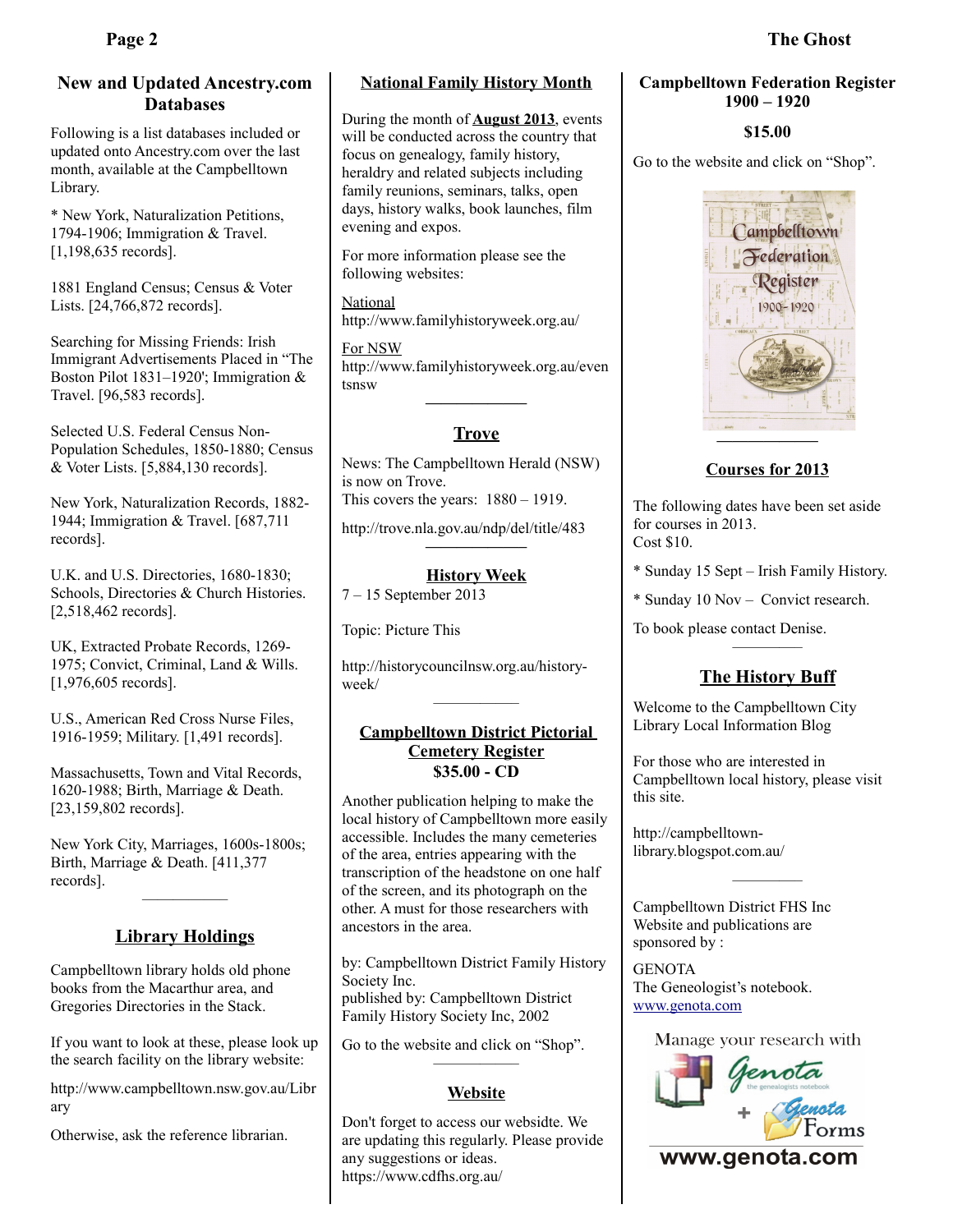## New and Updated Ancestry.com Databases

Following is a list databases included or updated onto Ancestry.com over the last month, available at the Campbelltown Library.

* New York, Naturalization Petitions, 1794-1906; Immigration & Travel. [1,198,635 records].

1881 England Census; Census & Voter Lists. [24,766,872 records].

Searching for Missing Friends: Irish Immigrant Advertisements Placed in "The Boston Pilot 1831–1920'; Immigration & Travel. [96,583 records].

Selected U.S. Federal Census Non-Population Schedules, 1850-1880; Census & Voter Lists. [5,884,130 records].

New York, Naturalization Records, 1882-1944; Immigration & Travel. [687,711 records].

U.K. and U.S. Directories, 1680-1830; Schools, Directories & Church Histories. [2,518,462 records].

UK, Extracted Probate Records, 1269-1975; Convict, Criminal, Land & Wills. [1,976,605 records].

U.S., American Red Cross Nurse Files, 1916-1959; Military. [1,491 records].

Massachusetts, Town and Vital Records, 1620-1988; Birth, Marriage & Death. [23,159,802 records].

New York City, Marriages, 1600s-1800s; Birth, Marriage & Death. [411,377 records].

---

## Library Holdings

Campbelltown library holds old phone books from the Macarthur area, and Gregories Directories in the Stack.

If you want to look at these, please look up the search facility on the library website:

http://www.campbelltown.nsw.gov.au/Library

Otherwise, ask the reference librarian.

## National Family History Month

During the month of **August 2013**, events will be conducted across the country that focus on genealogy, family history, heraldry and related subjects including family reunions, seminars, talks, open days, history walks, book launches, film evening and expos.

For more information please see the following websites:

National
http://www.familyhistoryweek.org.au/

For NSW
http://www.familyhistoryweek.org.au/eventsnsw

---

## Trove

News: The Campbelltown Herald (NSW) is now on Trove.
This covers the years: 1880 – 1919.

http://trove.nla.gov.au/ndp/del/title/483

---

## History Week

7 – 15 September 2013

Topic: Picture This

http://historycouncilnsw.org.au/history-week/

---

## Campbelltown District Pictorial Cemetery Register
**$35.00 - CD**

Another publication helping to make the local history of Campbelltown more easily accessible. Includes the many cemeteries of the area, entries appearing with the transcription of the headstone on one half of the screen, and its photograph on the other. A must for those researchers with ancestors in the area.

by: Campbelltown District Family History Society Inc.
published by: Campbelltown District Family History Society Inc, 2002

Go to the website and click on "Shop".

---

## Website

Don't forget to access our websidte. We are updating this regularly. Please provide any suggestions or ideas.
https://www.cdfhs.org.au/

## Campbelltown Federation Register 1900 – 1920

**$15.00**

Go to the website and click on "Shop".

Campbelltown Federation Register 1900-1920

---

## Courses for 2013

The following dates have been set aside for courses in 2013.
Cost $10.

* Sunday 15 Sept – Irish Family History.

* Sunday 10 Nov – Convict research.

To book please contact Denise.

---

## The History Buff

Welcome to the Campbelltown City Library Local Information Blog

For those who are interested in Campbelltown local history, please visit this site.

http://campbelltown-library.blogspot.com.au/

---

Campbelltown District FHS Inc Website and publications are sponsored by :

GENOTA
The Geneologist's notebook.
www.genota.com

Manage your research with Genota the genealogists notebook + Genota Forms
www.genota.com